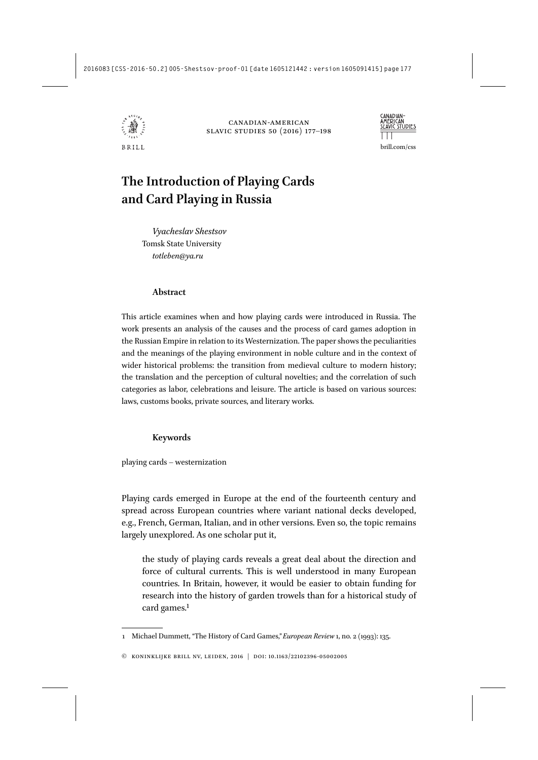# The Introduction of Playing Cards and Card Playing in Russia

*Vyacheslav Shestsov*
Tomsk State University
*totleben@ya.ru*

## Abstract

This article examines when and how playing cards were introduced in Russia. The work presents an analysis of the causes and the process of card games adoption in the Russian Empire in relation to its Westernization. The paper shows the peculiarities and the meanings of the playing environment in noble culture and in the context of wider historical problems: the transition from medieval culture to modern history; the translation and the perception of cultural novelties; and the correlation of such categories as labor, celebrations and leisure. The article is based on various sources: laws, customs books, private sources, and literary works.

## Keywords

playing cards – westernization

Playing cards emerged in Europe at the end of the fourteenth century and spread across European countries where variant national decks developed, e.g., French, German, Italian, and in other versions. Even so, the topic remains largely unexplored. As one scholar put it,

> the study of playing cards reveals a great deal about the direction and force of cultural currents. This is well understood in many European countries. In Britain, however, it would be easier to obtain funding for research into the history of garden trowels than for a historical study of card games.[1]

---

1 Michael Dummett, "The History of Card Games," *European Review* 1, no. 2 (1993): 135.

© koninklijke brill nv, leiden, 2016 | doi: 10.1163/22102396-05002005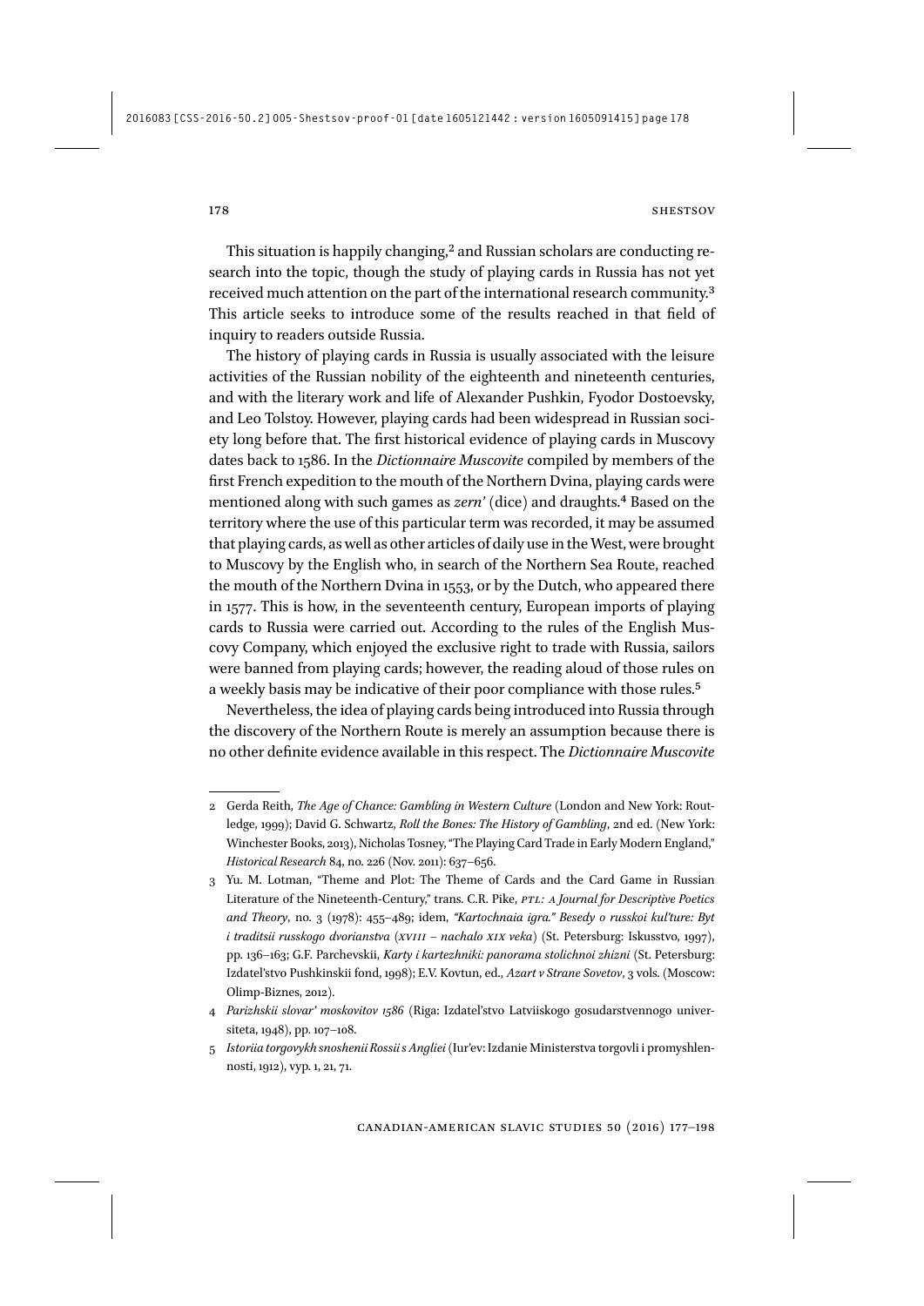This situation is happily changing,[2] and Russian scholars are conducting research into the topic, though the study of playing cards in Russia has not yet received much attention on the part of the international research community.[3] This article seeks to introduce some of the results reached in that field of inquiry to readers outside Russia.

The history of playing cards in Russia is usually associated with the leisure activities of the Russian nobility of the eighteenth and nineteenth centuries, and with the literary work and life of Alexander Pushkin, Fyodor Dostoevsky, and Leo Tolstoy. However, playing cards had been widespread in Russian society long before that. The first historical evidence of playing cards in Muscovy dates back to 1586. In the *Dictionnaire Muscovite* compiled by members of the first French expedition to the mouth of the Northern Dvina, playing cards were mentioned along with such games as *zern'* (dice) and draughts.[4] Based on the territory where the use of this particular term was recorded, it may be assumed that playing cards, as well as other articles of daily use in the West, were brought to Muscovy by the English who, in search of the Northern Sea Route, reached the mouth of the Northern Dvina in 1553, or by the Dutch, who appeared there in 1577. This is how, in the seventeenth century, European imports of playing cards to Russia were carried out. According to the rules of the English Muscovy Company, which enjoyed the exclusive right to trade with Russia, sailors were banned from playing cards; however, the reading aloud of those rules on a weekly basis may be indicative of their poor compliance with those rules.[5]

Nevertheless, the idea of playing cards being introduced into Russia through the discovery of the Northern Route is merely an assumption because there is no other definite evidence available in this respect. The *Dictionnaire Muscovite*

---

2 Gerda Reith, *The Age of Chance: Gambling in Western Culture* (London and New York: Routledge, 1999); David G. Schwartz, *Roll the Bones: The History of Gambling*, 2nd ed. (New York: Winchester Books, 2013), Nicholas Tosney, "The Playing Card Trade in Early Modern England," *Historical Research* 84, no. 226 (Nov. 2011): 637–656.

3 Yu. M. Lotman, "Theme and Plot: The Theme of Cards and the Card Game in Russian Literature of the Nineteenth-Century," trans. C.R. Pike, *PTL: A Journal for Descriptive Poetics and Theory*, no. 3 (1978): 455–489; idem, *"Kartochnaia igra." Besedy o russkoi kul'ture: Byt i traditsii russkogo dvorianstva (XVIII – nachalo XIX veka)* (St. Petersburg: Iskusstvo, 1997), pp. 136–163; G.F. Parchevskii, *Karty i kartezhniki: panorama stolichnoi zhizni* (St. Petersburg: Izdatel'stvo Pushkinskii fond, 1998); E.V. Kovtun, ed., *Azart v Strane Sovetov*, 3 vols. (Moscow: Olimp-Biznes, 2012).

4 *Parizhskii slovar' moskovitov 1586* (Riga: Izdatel'stvo Latviiskogo gosudarstvennogo universiteta, 1948), pp. 107–108.

5 *Istoriia torgovykh snoshenii Rossii s Angliei* (Iur'ev: Izdanie Ministerstva torgovli i promyshlennosti, 1912), vyp. 1, 21, 71.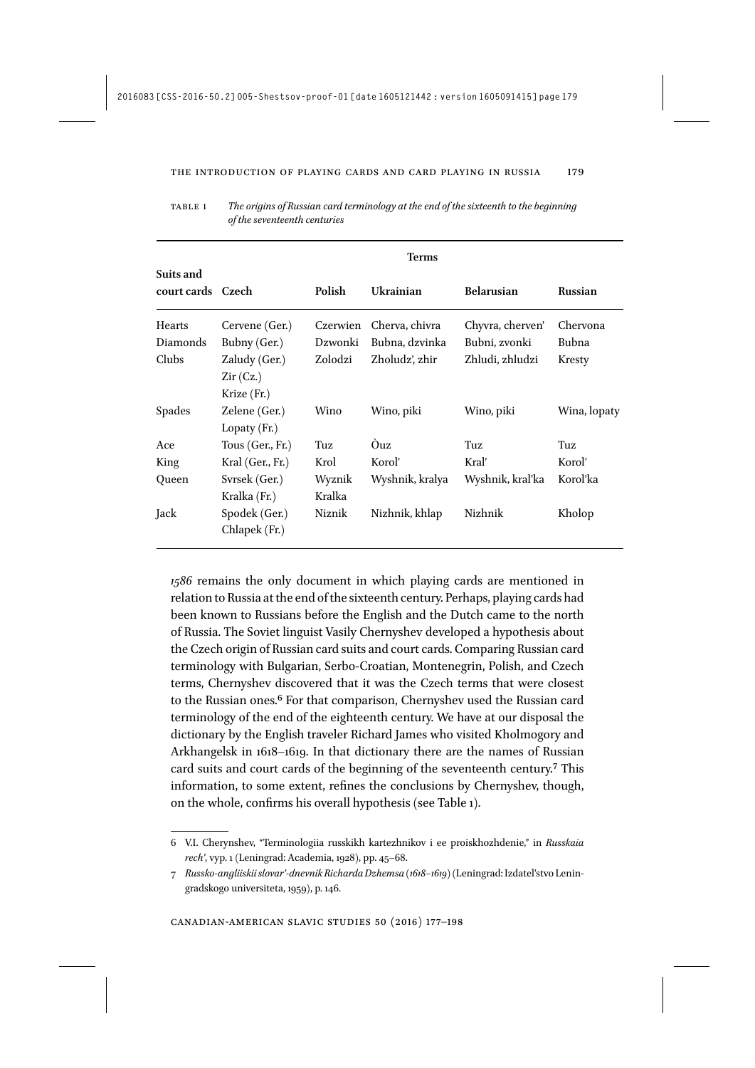TABLE 1 *The origins of Russian card terminology at the end of the sixteenth to the beginning of the seventeenth centuries*

| Suits and court cards | Terms | | | | |
|---|---|---|---|---|---|
| | **Czech** | **Polish** | **Ukrainian** | **Belarusian** | **Russian** |
| Hearts | Cervene (Ger.) | Czerwien | Cherva, chivra | Chyvra, cherven' | Chervona |
| Diamonds | Bubny (Ger.) | Dzwonki | Bubna, dzvinka | Bubni, zvonki | Bubna |
| Clubs | Zaludy (Ger.)<br>Zir (Cz.)<br>Krize (Fr.) | Zolodzi | Zholudz', zhir | Zhludi, zhludzi | Kresty |
| Spades | Zelene (Ger.)<br>Lopaty (Fr.) | Wino | Wino, piki | Wino, piki | Wina, lopaty |
| Ace | Tous (Ger., Fr.) | Tuz | Òuz | Tuz | Tuz |
| King | Kral (Ger., Fr.) | Krol | Korol' | Kral' | Korol' |
| Queen | Svrsek (Ger.)<br>Kralka (Fr.) | Wyznik<br>Kralka | Wyshnik, kralya | Wyshnik, kral'ka | Korol'ka |
| Jack | Spodek (Ger.)<br>Chlapek (Fr.) | Niznik | Nizhnik, khlap | Nizhnik | Kholop |

*1586* remains the only document in which playing cards are mentioned in relation to Russia at the end of the sixteenth century. Perhaps, playing cards had been known to Russians before the English and the Dutch came to the north of Russia. The Soviet linguist Vasily Chernyshev developed a hypothesis about the Czech origin of Russian card suits and court cards. Comparing Russian card terminology with Bulgarian, Serbo-Croatian, Montenegrin, Polish, and Czech terms, Chernyshev discovered that it was the Czech terms that were closest to the Russian ones.[6] For that comparison, Chernyshev used the Russian card terminology of the end of the eighteenth century. We have at our disposal the dictionary by the English traveler Richard James who visited Kholmogory and Arkhangelsk in 1618–1619. In that dictionary there are the names of Russian card suits and court cards of the beginning of the seventeenth century.[7] This information, to some extent, refines the conclusions by Chernyshev, though, on the whole, confirms his overall hypothesis (see Table 1).

---

6 V.I. Cherynshev, "Terminologiia russkikh kartezhnikov i ee proiskhozhdenie," in *Russkaia rech'*, vyp. 1 (Leningrad: Academia, 1928), pp. 45–68.

7 *Russko-angliiskii slovar'-dnevnik Richarda Dzhemsa (1618–1619)* (Leningrad: Izdatel'stvo Leningradskogo universiteta, 1959), p. 146.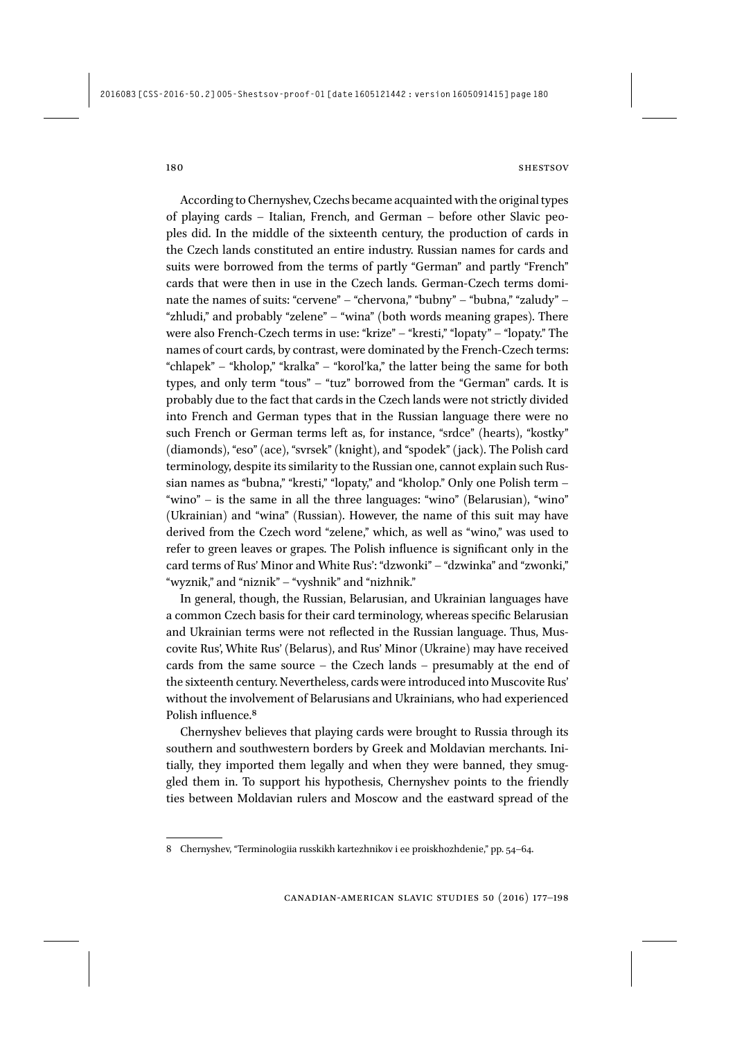According to Chernyshev, Czechs became acquainted with the original types of playing cards – Italian, French, and German – before other Slavic peoples did. In the middle of the sixteenth century, the production of cards in the Czech lands constituted an entire industry. Russian names for cards and suits were borrowed from the terms of partly "German" and partly "French" cards that were then in use in the Czech lands. German-Czech terms dominate the names of suits: "cervene" – "chervona," "bubny" – "bubna," "zaludy" – "zhludi," and probably "zelene" – "wina" (both words meaning grapes). There were also French-Czech terms in use: "krize" – "kresti," "lopaty" – "lopaty." The names of court cards, by contrast, were dominated by the French-Czech terms: "chlapek" – "kholop," "kralka" – "korol'ka," the latter being the same for both types, and only term "tous" – "tuz" borrowed from the "German" cards. It is probably due to the fact that cards in the Czech lands were not strictly divided into French and German types that in the Russian language there were no such French or German terms left as, for instance, "srdce" (hearts), "kostky" (diamonds), "eso" (ace), "svrsek" (knight), and "spodek" (jack). The Polish card terminology, despite its similarity to the Russian one, cannot explain such Russian names as "bubna," "kresti," "lopaty," and "kholop." Only one Polish term – "wino" – is the same in all the three languages: "wino" (Belarusian), "wino" (Ukrainian) and "wina" (Russian). However, the name of this suit may have derived from the Czech word "zelene," which, as well as "wino," was used to refer to green leaves or grapes. The Polish influence is significant only in the card terms of Rus' Minor and White Rus': "dzwonki" – "dzwinka" and "zwonki," "wyznik," and "niznik" – "vyshnik" and "nizhnik."

In general, though, the Russian, Belarusian, and Ukrainian languages have a common Czech basis for their card terminology, whereas specific Belarusian and Ukrainian terms were not reflected in the Russian language. Thus, Muscovite Rus', White Rus' (Belarus), and Rus' Minor (Ukraine) may have received cards from the same source – the Czech lands – presumably at the end of the sixteenth century. Nevertheless, cards were introduced into Muscovite Rus' without the involvement of Belarusians and Ukrainians, who had experienced Polish influence.[8]

Chernyshev believes that playing cards were brought to Russia through its southern and southwestern borders by Greek and Moldavian merchants. Initially, they imported them legally and when they were banned, they smuggled them in. To support his hypothesis, Chernyshev points to the friendly ties between Moldavian rulers and Moscow and the eastward spread of the

---

8 Chernyshev, "Terminologiia russkikh kartezhnikov i ee proiskhozhdenie," pp. 54–64.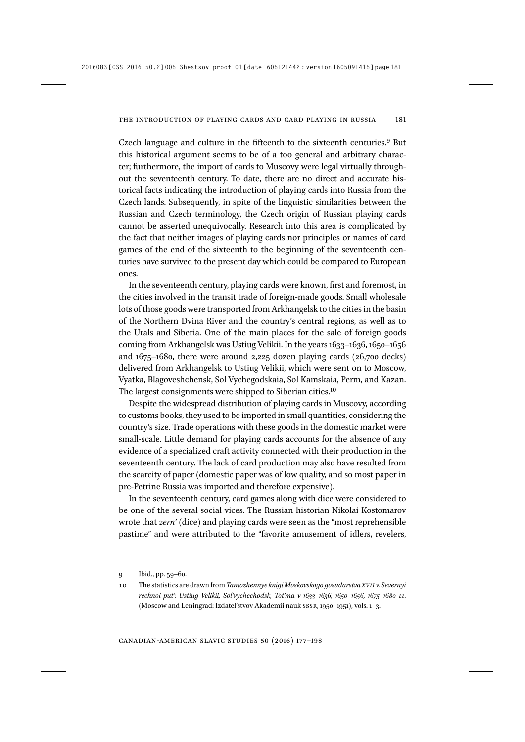Czech language and culture in the fifteenth to the sixteenth centuries.[9] But this historical argument seems to be of a too general and arbitrary character; furthermore, the import of cards to Muscovy were legal virtually throughout the seventeenth century. To date, there are no direct and accurate historical facts indicating the introduction of playing cards into Russia from the Czech lands. Subsequently, in spite of the linguistic similarities between the Russian and Czech terminology, the Czech origin of Russian playing cards cannot be asserted unequivocally. Research into this area is complicated by the fact that neither images of playing cards nor principles or names of card games of the end of the sixteenth to the beginning of the seventeenth centuries have survived to the present day which could be compared to European ones.

In the seventeenth century, playing cards were known, first and foremost, in the cities involved in the transit trade of foreign-made goods. Small wholesale lots of those goods were transported from Arkhangelsk to the cities in the basin of the Northern Dvina River and the country's central regions, as well as to the Urals and Siberia. One of the main places for the sale of foreign goods coming from Arkhangelsk was Ustiug Velikii. In the years 1633–1636, 1650–1656 and 1675–1680, there were around 2,225 dozen playing cards (26,700 decks) delivered from Arkhangelsk to Ustiug Velikii, which were sent on to Moscow, Vyatka, Blagoveshchensk, Sol Vychegodskaia, Sol Kamskaia, Perm, and Kazan. The largest consignments were shipped to Siberian cities.[10]

Despite the widespread distribution of playing cards in Muscovy, according to customs books, they used to be imported in small quantities, considering the country's size. Trade operations with these goods in the domestic market were small-scale. Little demand for playing cards accounts for the absence of any evidence of a specialized craft activity connected with their production in the seventeenth century. The lack of card production may also have resulted from the scarcity of paper (domestic paper was of low quality, and so most paper in pre-Petrine Russia was imported and therefore expensive).

In the seventeenth century, card games along with dice were considered to be one of the several social vices. The Russian historian Nikolai Kostomarov wrote that *zern'* (dice) and playing cards were seen as the "most reprehensible pastime" and were attributed to the "favorite amusement of idlers, revelers,

---

9 Ibid., pp. 59–60.

10 The statistics are drawn from *Tamozhennye knigi Moskovskogo gosudarstva XVII v. Severnyi rechnoi put': Ustiug Velikii, Sol'vychechodsk, Tot'ma v 1633–1636, 1650–1656, 1675–1680 gg.* (Moscow and Leningrad: Izdatel'stvov Akademii nauk SSSR, 1950–1951), vols. 1–3.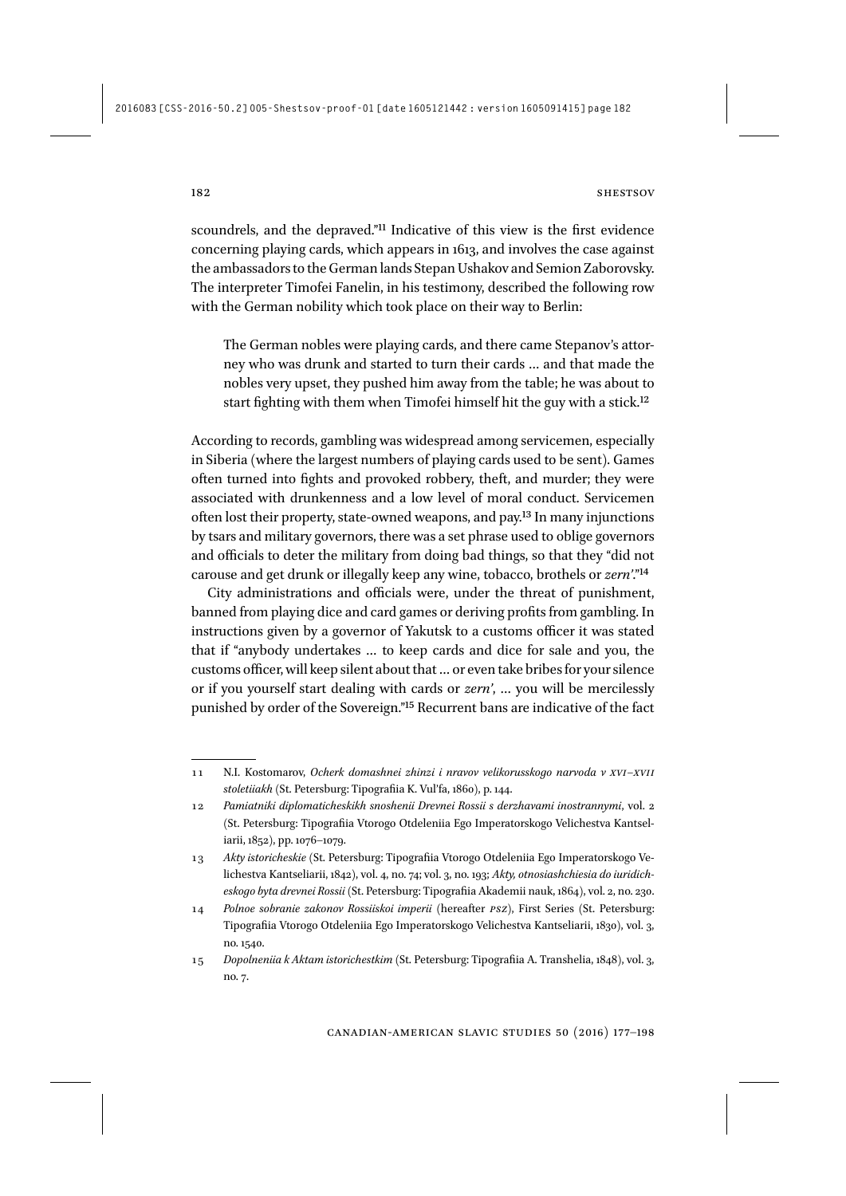scoundrels, and the depraved."[11] Indicative of this view is the first evidence concerning playing cards, which appears in 1613, and involves the case against the ambassadors to the German lands Stepan Ushakov and Semion Zaborovsky. The interpreter Timofei Fanelin, in his testimony, described the following row with the German nobility which took place on their way to Berlin:

> The German nobles were playing cards, and there came Stepanov's attorney who was drunk and started to turn their cards … and that made the nobles very upset, they pushed him away from the table; he was about to start fighting with them when Timofei himself hit the guy with a stick.[12]

According to records, gambling was widespread among servicemen, especially in Siberia (where the largest numbers of playing cards used to be sent). Games often turned into fights and provoked robbery, theft, and murder; they were associated with drunkenness and a low level of moral conduct. Servicemen often lost their property, state-owned weapons, and pay.[13] In many injunctions by tsars and military governors, there was a set phrase used to oblige governors and officials to deter the military from doing bad things, so that they "did not carouse and get drunk or illegally keep any wine, tobacco, brothels or *zern'*."[14]

City administrations and officials were, under the threat of punishment, banned from playing dice and card games or deriving profits from gambling. In instructions given by a governor of Yakutsk to a customs officer it was stated that if "anybody undertakes … to keep cards and dice for sale and you, the customs officer, will keep silent about that … or even take bribes for your silence or if you yourself start dealing with cards or *zern'*, … you will be mercilessly punished by order of the Sovereign."[15] Recurrent bans are indicative of the fact

---

11 N.I. Kostomarov, *Ocherk domashnei zhinzi i nravov velikorusskogo narvoda v XVI–XVII stoletiiakh* (St. Petersburg: Tipografiia K. Vul'fa, 1860), p. 144.

12 *Pamiatniki diplomaticheskikh snoshenii Drevnei Rossii s derzhavami inostrannymi*, vol. 2 (St. Petersburg: Tipografiia Vtorogo Otdeleniia Ego Imperatorskogo Velichestva Kantseliarii, 1852), pp. 1076–1079.

13 *Akty istoricheskie* (St. Petersburg: Tipografiia Vtorogo Otdeleniia Ego Imperatorskogo Velichestva Kantseliarii, 1842), vol. 4, no. 74; vol. 3, no. 193; *Akty, otnosiashchiesia do iuridicheskogo byta drevnei Rossii* (St. Petersburg: Tipografiia Akademii nauk, 1864), vol. 2, no. 230.

14 *Polnoe sobranie zakonov Rossiiskoi imperii* (hereafter *PSZ*), First Series (St. Petersburg: Tipografiia Vtorogo Otdeleniia Ego Imperatorskogo Velichestva Kantseliarii, 1830), vol. 3, no. 1540.

15 *Dopolneniia k Aktam istorichestkim* (St. Petersburg: Tipografiia A. Transhelia, 1848), vol. 3, no. 7.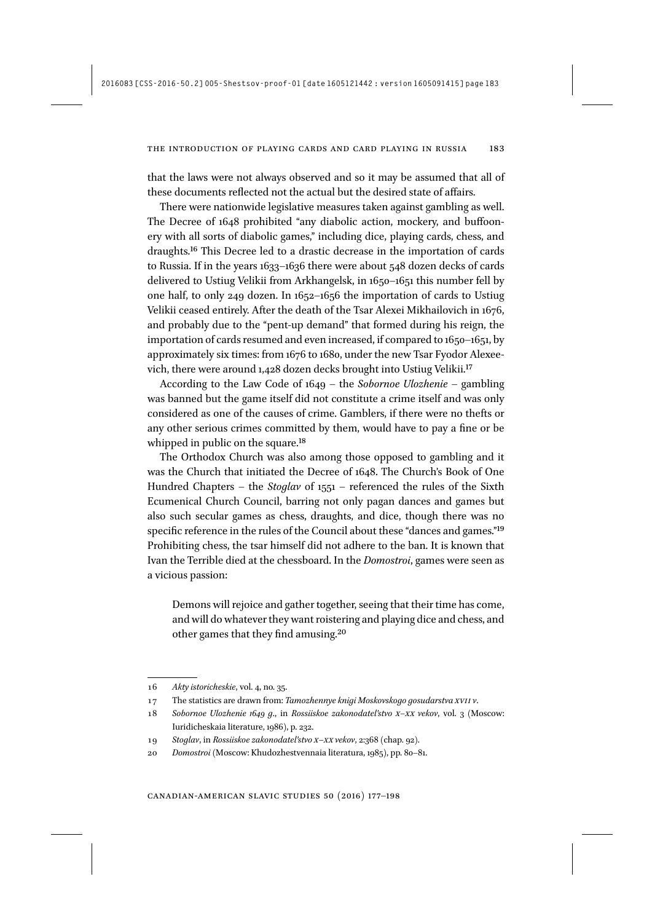that the laws were not always observed and so it may be assumed that all of these documents reflected not the actual but the desired state of affairs.

There were nationwide legislative measures taken against gambling as well. The Decree of 1648 prohibited "any diabolic action, mockery, and buffoonery with all sorts of diabolic games," including dice, playing cards, chess, and draughts.[16] This Decree led to a drastic decrease in the importation of cards to Russia. If in the years 1633–1636 there were about 548 dozen decks of cards delivered to Ustiug Velikii from Arkhangelsk, in 1650–1651 this number fell by one half, to only 249 dozen. In 1652–1656 the importation of cards to Ustiug Velikii ceased entirely. After the death of the Tsar Alexei Mikhailovich in 1676, and probably due to the "pent-up demand" that formed during his reign, the importation of cards resumed and even increased, if compared to 1650–1651, by approximately six times: from 1676 to 1680, under the new Tsar Fyodor Alexeevich, there were around 1,428 dozen decks brought into Ustiug Velikii.[17]

According to the Law Code of 1649 – the *Sobornoe Ulozhenie* – gambling was banned but the game itself did not constitute a crime itself and was only considered as one of the causes of crime. Gamblers, if there were no thefts or any other serious crimes committed by them, would have to pay a fine or be whipped in public on the square.[18]

The Orthodox Church was also among those opposed to gambling and it was the Church that initiated the Decree of 1648. The Church's Book of One Hundred Chapters – the *Stoglav* of 1551 – referenced the rules of the Sixth Ecumenical Church Council, barring not only pagan dances and games but also such secular games as chess, draughts, and dice, though there was no specific reference in the rules of the Council about these "dances and games."[19] Prohibiting chess, the tsar himself did not adhere to the ban. It is known that Ivan the Terrible died at the chessboard. In the *Domostroi*, games were seen as a vicious passion:

> Demons will rejoice and gather together, seeing that their time has come, and will do whatever they want roistering and playing dice and chess, and other games that they find amusing.[20]

---

16 *Akty istoricheskie*, vol. 4, no. 35.

17 The statistics are drawn from: *Tamozhennye knigi Moskovskogo gosudarstva XVII v*.

18 *Sobornoe Ulozhenie 1649 g*., in *Rossiiskoe zakonodatel'stvo X–XX vekov*, vol. 3 (Moscow: Iuridicheskaia literature, 1986), p. 232.

19 *Stoglav*, in *Rossiiskoe zakonodatel'stvo X–XX vekov*, 2:368 (chap. 92).

20 *Domostroi* (Moscow: Khudozhestvennaia literatura, 1985), pp. 80–81.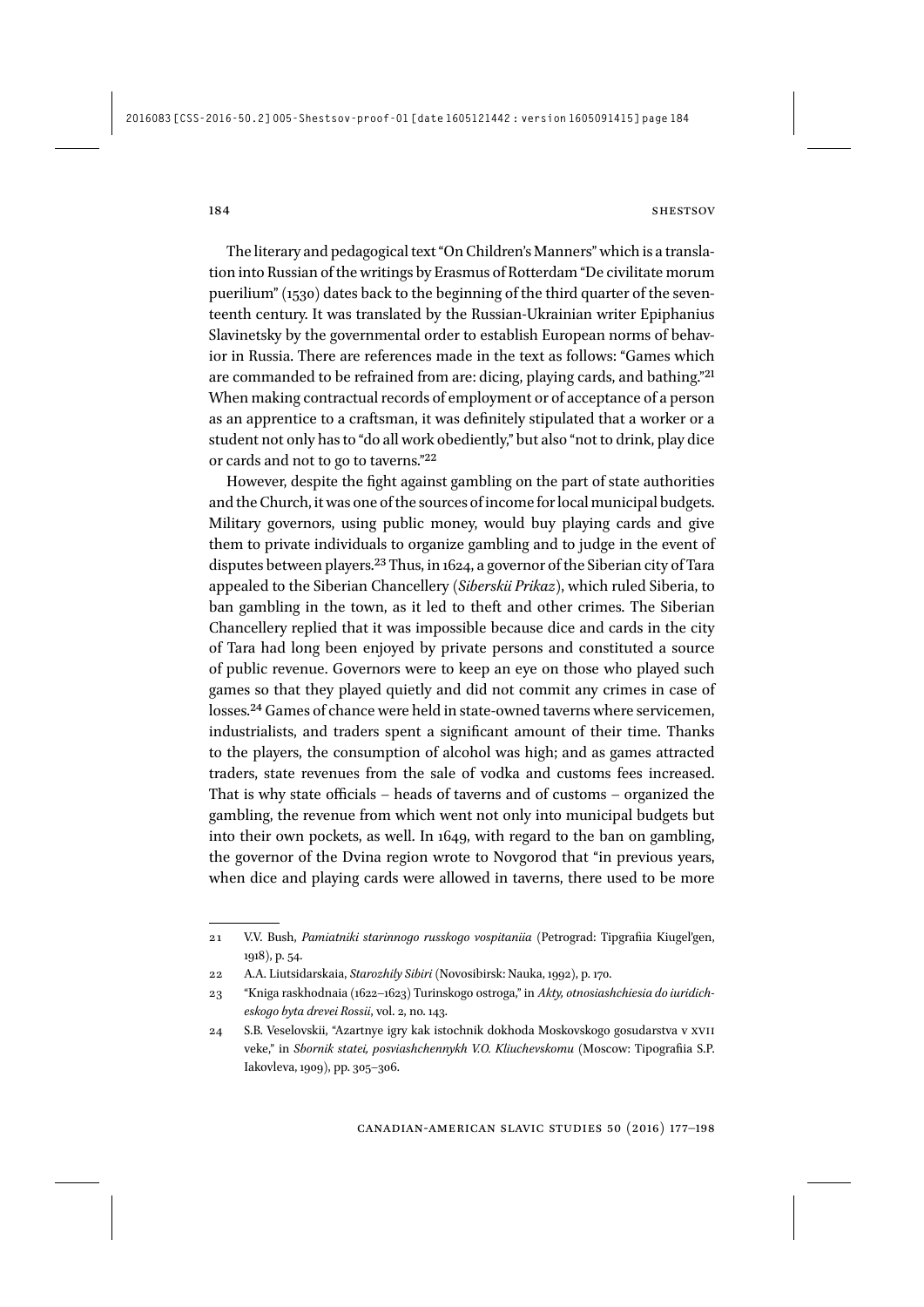The literary and pedagogical text "On Children's Manners" which is a translation into Russian of the writings by Erasmus of Rotterdam "De civilitate morum puerilium" (1530) dates back to the beginning of the third quarter of the seventeenth century. It was translated by the Russian-Ukrainian writer Epiphanius Slavinetsky by the governmental order to establish European norms of behavior in Russia. There are references made in the text as follows: "Games which are commanded to be refrained from are: dicing, playing cards, and bathing."[21] When making contractual records of employment or of acceptance of a person as an apprentice to a craftsman, it was definitely stipulated that a worker or a student not only has to "do all work obediently," but also "not to drink, play dice or cards and not to go to taverns."[22]

However, despite the fight against gambling on the part of state authorities and the Church, it was one of the sources of income for local municipal budgets. Military governors, using public money, would buy playing cards and give them to private individuals to organize gambling and to judge in the event of disputes between players.[23] Thus, in 1624, a governor of the Siberian city of Tara appealed to the Siberian Chancellery (*Siberskii Prikaz*), which ruled Siberia, to ban gambling in the town, as it led to theft and other crimes. The Siberian Chancellery replied that it was impossible because dice and cards in the city of Tara had long been enjoyed by private persons and constituted a source of public revenue. Governors were to keep an eye on those who played such games so that they played quietly and did not commit any crimes in case of losses.[24] Games of chance were held in state-owned taverns where servicemen, industrialists, and traders spent a significant amount of their time. Thanks to the players, the consumption of alcohol was high; and as games attracted traders, state revenues from the sale of vodka and customs fees increased. That is why state officials – heads of taverns and of customs – organized the gambling, the revenue from which went not only into municipal budgets but into their own pockets, as well. In 1649, with regard to the ban on gambling, the governor of the Dvina region wrote to Novgorod that "in previous years, when dice and playing cards were allowed in taverns, there used to be more

---

21 V.V. Bush, *Pamiatniki starinnogo russkogo vospitaniia* (Petrograd: Tipgrafiia Kiugel'gen, 1918), p. 54.

22 A.A. Liutsidarskaia, *Starozhily Sibiri* (Novosibirsk: Nauka, 1992), p. 170.

23 "Kniga raskhodnaia (1622–1623) Turinskogo ostroga," in *Akty, otnosiashchiesia do iuridicheskogo byta drevei Rossii*, vol. 2, no. 143.

24 S.B. Veselovskii, "Azartnye igry kak istochnik dokhoda Moskovskogo gosudarstva v XVII veke," in *Sbornik statei, posviashchennykh V.O. Kliuchevskomu* (Moscow: Tipografiia S.P. Iakovleva, 1909), pp. 305–306.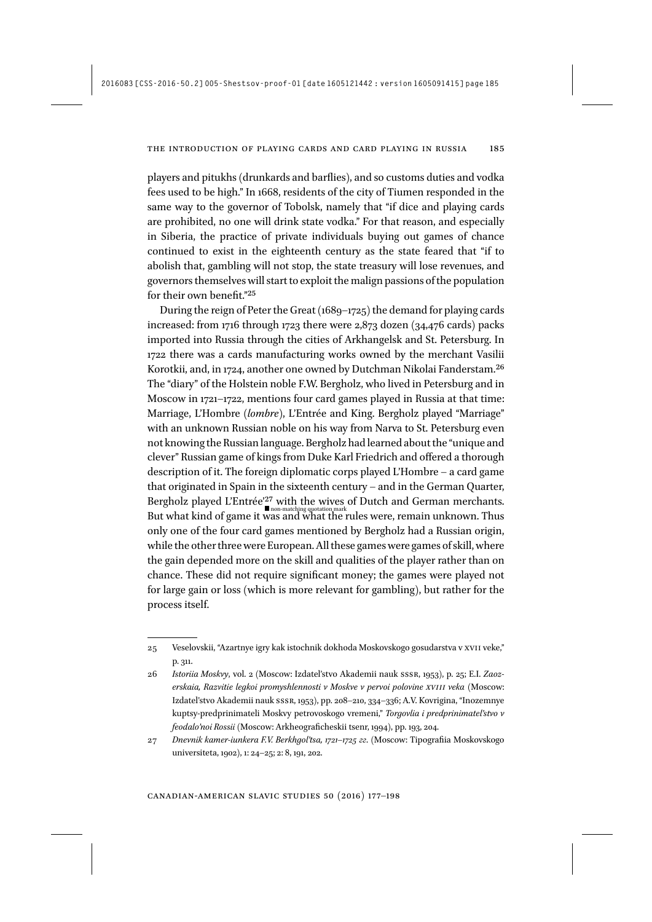players and pitukhs (drunkards and barflies), and so customs duties and vodka fees used to be high." In 1668, residents of the city of Tiumen responded in the same way to the governor of Tobolsk, namely that "if dice and playing cards are prohibited, no one will drink state vodka." For that reason, and especially in Siberia, the practice of private individuals buying out games of chance continued to exist in the eighteenth century as the state feared that "if to abolish that, gambling will not stop, the state treasury will lose revenues, and governors themselves will start to exploit the malign passions of the population for their own benefit."[25]

During the reign of Peter the Great (1689–1725) the demand for playing cards increased: from 1716 through 1723 there were 2,873 dozen (34,476 cards) packs imported into Russia through the cities of Arkhangelsk and St. Petersburg. In 1722 there was a cards manufacturing works owned by the merchant Vasilii Korotkii, and, in 1724, another one owned by Dutchman Nikolai Fanderstam.[26] The "diary" of the Holstein noble F.W. Bergholz, who lived in Petersburg and in Moscow in 1721–1722, mentions four card games played in Russia at that time: Marriage, L'Hombre (*lombre*), L'Entrée and King. Bergholz played "Marriage" with an unknown Russian noble on his way from Narva to St. Petersburg even not knowing the Russian language. Bergholz had learned about the "unique and clever" Russian game of kings from Duke Karl Friedrich and offered a thorough description of it. The foreign diplomatic corps played L'Hombre – a card game that originated in Spain in the sixteenth century – and in the German Quarter, Bergholz played L'Entrée'[27] with the wives of Dutch and German merchants. But what kind of game it was and what the rules were, remain unknown. Thus only one of the four card games mentioned by Bergholz had a Russian origin, while the other three were European. All these games were games of skill, where the gain depended more on the skill and qualities of the player rather than on chance. These did not require significant money; the games were played not for large gain or loss (which is more relevant for gambling), but rather for the process itself.

---

25 Veselovskii, "Azartnye igry kak istochnik dokhoda Moskovskogo gosudarstva v XVII veke," p. 311.

26 *Istoriia Moskvy*, vol. 2 (Moscow: Izdatel'stvo Akademii nauk SSSR, 1953), p. 25; E.I. *Zaozerskaia, Razvitie legkoi promyshlennosti v Moskve v pervoi polovine XVIII veka* (Moscow: Izdatel'stvo Akademii nauk SSSR, 1953), pp. 208–210, 334–336; A.V. Kovrigina, "Inozemnye kuptsy-predprinimateli Moskvy petrovoskogo vremeni," *Torgovlia i predprinimatel'stvo v feodalo'noi Rossii* (Moscow: Arkheograficheskii tsenr, 1994), pp. 193, 204.

27 *Dnevnik kamer-iunkera F.V. Berkhgol'tsa, 1721–1725 gg.* (Moscow: Tipografiia Moskovskogo universiteta, 1902), 1: 24–25; 2: 8, 191, 202.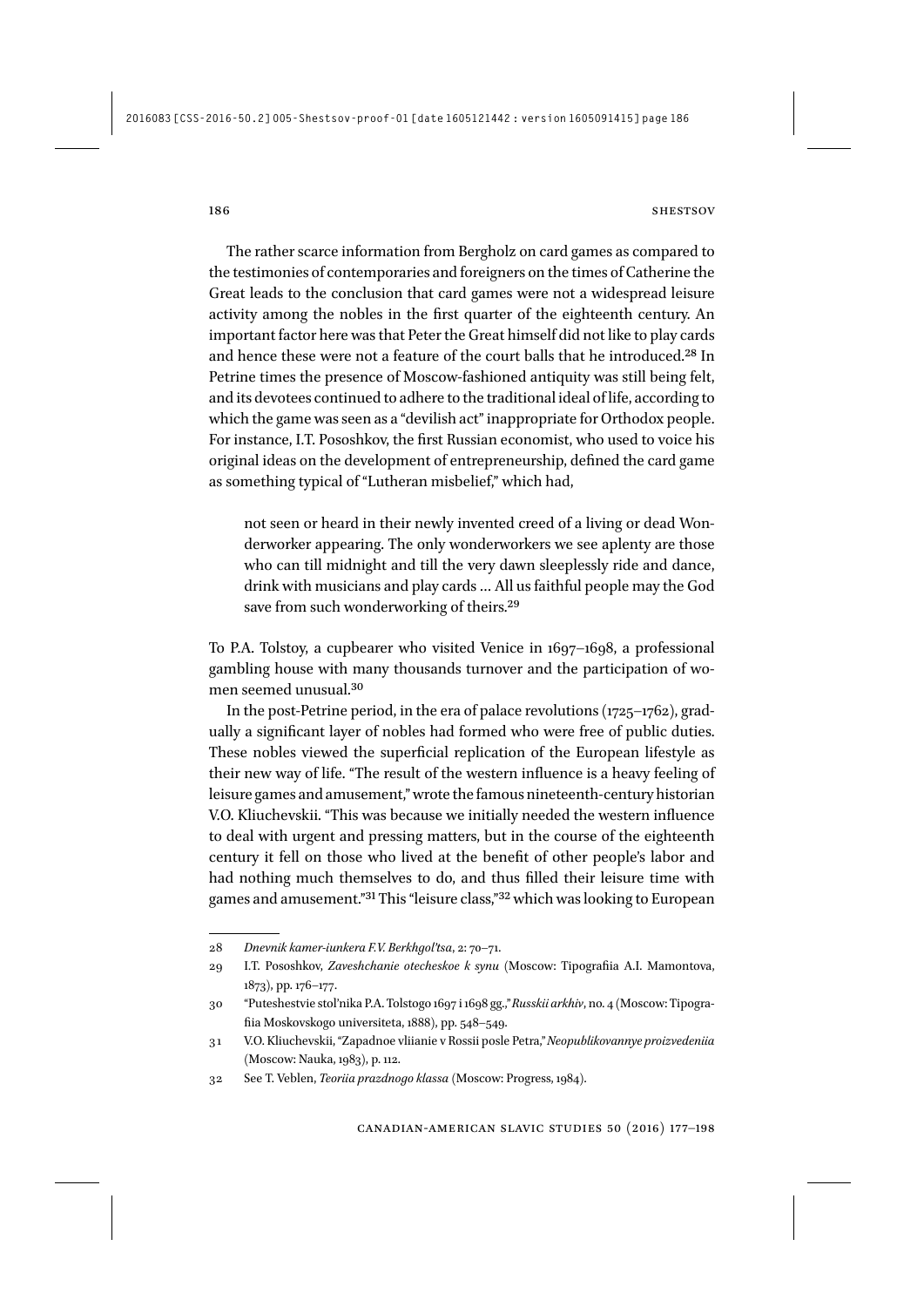The rather scarce information from Bergholz on card games as compared to the testimonies of contemporaries and foreigners on the times of Catherine the Great leads to the conclusion that card games were not a widespread leisure activity among the nobles in the first quarter of the eighteenth century. An important factor here was that Peter the Great himself did not like to play cards and hence these were not a feature of the court balls that he introduced.[28] In Petrine times the presence of Moscow-fashioned antiquity was still being felt, and its devotees continued to adhere to the traditional ideal of life, according to which the game was seen as a "devilish act" inappropriate for Orthodox people. For instance, I.T. Pososhkov, the first Russian economist, who used to voice his original ideas on the development of entrepreneurship, defined the card game as something typical of "Lutheran misbelief," which had,

> not seen or heard in their newly invented creed of a living or dead Wonderworker appearing. The only wonderworkers we see aplenty are those who can till midnight and till the very dawn sleeplessly ride and dance, drink with musicians and play cards … All us faithful people may the God save from such wonderworking of theirs.[29]

To P.A. Tolstoy, a cupbearer who visited Venice in 1697–1698, a professional gambling house with many thousands turnover and the participation of women seemed unusual.[30]

In the post-Petrine period, in the era of palace revolutions (1725–1762), gradually a significant layer of nobles had formed who were free of public duties. These nobles viewed the superficial replication of the European lifestyle as their new way of life. "The result of the western influence is a heavy feeling of leisure games and amusement," wrote the famous nineteenth-century historian V.O. Kliuchevskii. "This was because we initially needed the western influence to deal with urgent and pressing matters, but in the course of the eighteenth century it fell on those who lived at the benefit of other people's labor and had nothing much themselves to do, and thus filled their leisure time with games and amusement."[31] This "leisure class,"[32] which was looking to European

---

28 *Dnevnik kamer-iunkera F.V. Berkhgol'tsa*, 2: 70–71.

29 I.T. Pososhkov, *Zaveshchanie otecheskoe k synu* (Moscow: Tipografiia A.I. Mamontova, 1873), pp. 176–177.

30 "Puteshestvie stol'nika P.A. Tolstogo 1697 i 1698 gg.," *Russkii arkhiv*, no. 4 (Moscow: Tipografiia Moskovskogo universiteta, 1888), pp. 548–549.

31 V.O. Kliuchevskii, "Zapadnoe vliianie v Rossii posle Petra," *Neopublikovannye proizvedeniia* (Moscow: Nauka, 1983), p. 112.

32 See T. Veblen, *Teoriia prazdnogo klassa* (Moscow: Progress, 1984).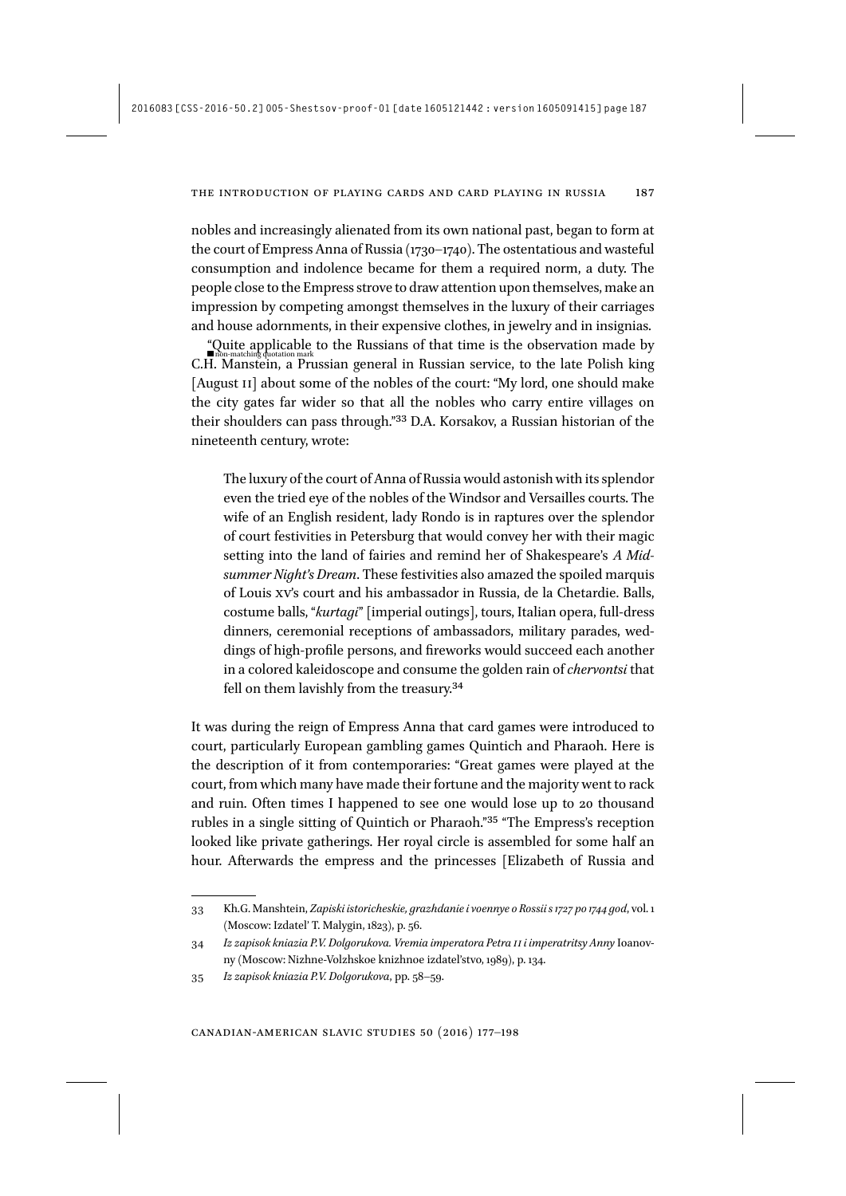nobles and increasingly alienated from its own national past, began to form at the court of Empress Anna of Russia (1730–1740). The ostentatious and wasteful consumption and indolence became for them a required norm, a duty. The people close to the Empress strove to draw attention upon themselves, make an impression by competing amongst themselves in the luxury of their carriages and house adornments, in their expensive clothes, in jewelry and in insignias.

"Quite applicable to the Russians of that time is the observation made by C.H. Manstein, a Prussian general in Russian service, to the late Polish king [August II] about some of the nobles of the court: "My lord, one should make the city gates far wider so that all the nobles who carry entire villages on their shoulders can pass through."[33] D.A. Korsakov, a Russian historian of the nineteenth century, wrote:

> The luxury of the court of Anna of Russia would astonish with its splendor even the tried eye of the nobles of the Windsor and Versailles courts. The wife of an English resident, lady Rondo is in raptures over the splendor of court festivities in Petersburg that would convey her with their magic setting into the land of fairies and remind her of Shakespeare's *A Midsummer Night's Dream*. These festivities also amazed the spoiled marquis of Louis XV's court and his ambassador in Russia, de la Chetardie. Balls, costume balls, "*kurtagi*" [imperial outings], tours, Italian opera, full-dress dinners, ceremonial receptions of ambassadors, military parades, weddings of high-profile persons, and fireworks would succeed each another in a colored kaleidoscope and consume the golden rain of *chervontsi* that fell on them lavishly from the treasury.[34]

It was during the reign of Empress Anna that card games were introduced to court, particularly European gambling games Quintich and Pharaoh. Here is the description of it from contemporaries: "Great games were played at the court, from which many have made their fortune and the majority went to rack and ruin. Often times I happened to see one would lose up to 20 thousand rubles in a single sitting of Quintich or Pharaoh."[35] "The Empress's reception looked like private gatherings. Her royal circle is assembled for some half an hour. Afterwards the empress and the princesses [Elizabeth of Russia and

---

33 Kh.G. Manshtein, *Zapiski istoricheskie, grazhdanie i voennye o Rossii s 1727 po 1744 god*, vol. 1 (Moscow: Izdatel' T. Malygin, 1823), p. 56.

34 *Iz zapisok kniazia P.V. Dolgorukova. Vremia imperatora Petra II i imperatritsy Anny* Ioanovny (Moscow: Nizhne-Volzhskoe knizhnoe izdatel'stvo, 1989), p. 134.

35 *Iz zapisok kniazia P.V. Dolgorukova*, pp. 58–59.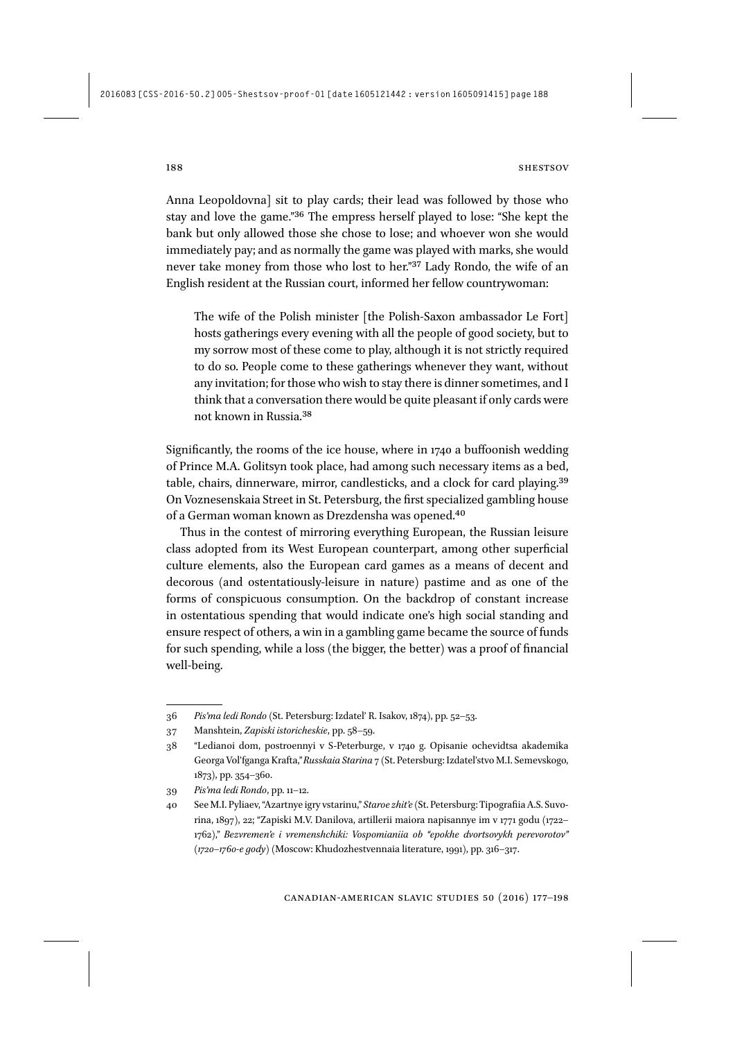Anna Leopoldovna] sit to play cards; their lead was followed by those who stay and love the game."[36] The empress herself played to lose: "She kept the bank but only allowed those she chose to lose; and whoever won she would immediately pay; and as normally the game was played with marks, she would never take money from those who lost to her."[37] Lady Rondo, the wife of an English resident at the Russian court, informed her fellow countrywoman:

> The wife of the Polish minister [the Polish-Saxon ambassador Le Fort] hosts gatherings every evening with all the people of good society, but to my sorrow most of these come to play, although it is not strictly required to do so. People come to these gatherings whenever they want, without any invitation; for those who wish to stay there is dinner sometimes, and I think that a conversation there would be quite pleasant if only cards were not known in Russia.[38]

Significantly, the rooms of the ice house, where in 1740 a buffoonish wedding of Prince M.A. Golitsyn took place, had among such necessary items as a bed, table, chairs, dinnerware, mirror, candlesticks, and a clock for card playing.[39] On Voznesenskaia Street in St. Petersburg, the first specialized gambling house of a German woman known as Drezdensha was opened.[40]

Thus in the contest of mirroring everything European, the Russian leisure class adopted from its West European counterpart, among other superficial culture elements, also the European card games as a means of decent and decorous (and ostentatiously-leisure in nature) pastime and as one of the forms of conspicuous consumption. On the backdrop of constant increase in ostentatious spending that would indicate one's high social standing and ensure respect of others, a win in a gambling game became the source of funds for such spending, while a loss (the bigger, the better) was a proof of financial well-being.

---

36 *Pis'ma ledi Rondo* (St. Petersburg: Izdatel' R. Isakov, 1874), pp. 52–53.

37 Manshtein, *Zapiski istoricheskie*, pp. 58–59.

38 "Ledianoi dom, postroennyi v S-Peterburge, v 1740 g. Opisanie ochevidtsa akademika Georga Vol'fganga Krafta," *Russkaia Starina* 7 (St. Petersburg: Izdatel'stvo M.I. Semevskogo, 1873), pp. 354–360.

39 *Pis'ma ledi Rondo*, pp. 11–12.

40 See M.I. Pyliaev, "Azartnye igry vstarinu," *Staroe zhit'e* (St. Petersburg: Tipografiia A.S. Suvorina, 1897), 22; "Zapiski M.V. Danilova, artillerii maiora napisannye im v 1771 godu (1722–1762)," *Bezvremen'e i vremenshchiki: Vospomianiia ob "epokhe dvortsovykh perevorotov" (1720–1760-e gody)* (Moscow: Khudozhestvennaia literature, 1991), pp. 316–317.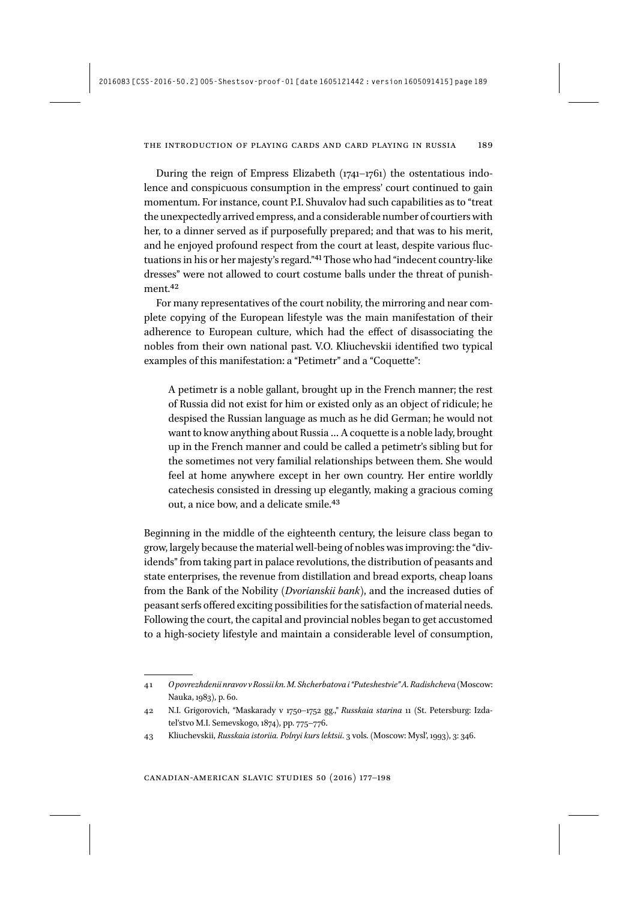During the reign of Empress Elizabeth (1741–1761) the ostentatious indolence and conspicuous consumption in the empress' court continued to gain momentum. For instance, count P.I. Shuvalov had such capabilities as to "treat the unexpectedly arrived empress, and a considerable number of courtiers with her, to a dinner served as if purposefully prepared; and that was to his merit, and he enjoyed profound respect from the court at least, despite various fluctuations in his or her majesty's regard."[41] Those who had "indecent country-like dresses" were not allowed to court costume balls under the threat of punishment.[42]

For many representatives of the court nobility, the mirroring and near complete copying of the European lifestyle was the main manifestation of their adherence to European culture, which had the effect of disassociating the nobles from their own national past. V.O. Kliuchevskii identified two typical examples of this manifestation: a "Petimetr" and a "Coquette":

> A petimetr is a noble gallant, brought up in the French manner; the rest of Russia did not exist for him or existed only as an object of ridicule; he despised the Russian language as much as he did German; he would not want to know anything about Russia … A coquette is a noble lady, brought up in the French manner and could be called a petimetr's sibling but for the sometimes not very familial relationships between them. She would feel at home anywhere except in her own country. Her entire worldly catechesis consisted in dressing up elegantly, making a gracious coming out, a nice bow, and a delicate smile.[43]

Beginning in the middle of the eighteenth century, the leisure class began to grow, largely because the material well-being of nobles was improving: the "dividends" from taking part in palace revolutions, the distribution of peasants and state enterprises, the revenue from distillation and bread exports, cheap loans from the Bank of the Nobility (*Dvorianskii bank*), and the increased duties of peasant serfs offered exciting possibilities for the satisfaction of material needs. Following the court, the capital and provincial nobles began to get accustomed to a high-society lifestyle and maintain a considerable level of consumption,

---

41 *O povrezhdenii nravov v Rossii kn. M. Shcherbatova i "Puteshestvie" A. Radishcheva* (Moscow: Nauka, 1983), p. 60.

42 N.I. Grigorovich, "Maskarady v 1750–1752 gg.," *Russkaia starina* 11 (St. Petersburg: Izdatel'stvo M.I. Semevskogo, 1874), pp. 775–776.

43 Kliuchevskii, *Russkaia istoriia. Polnyi kurs lektsii*. 3 vols. (Moscow: Mysl', 1993), 3: 346.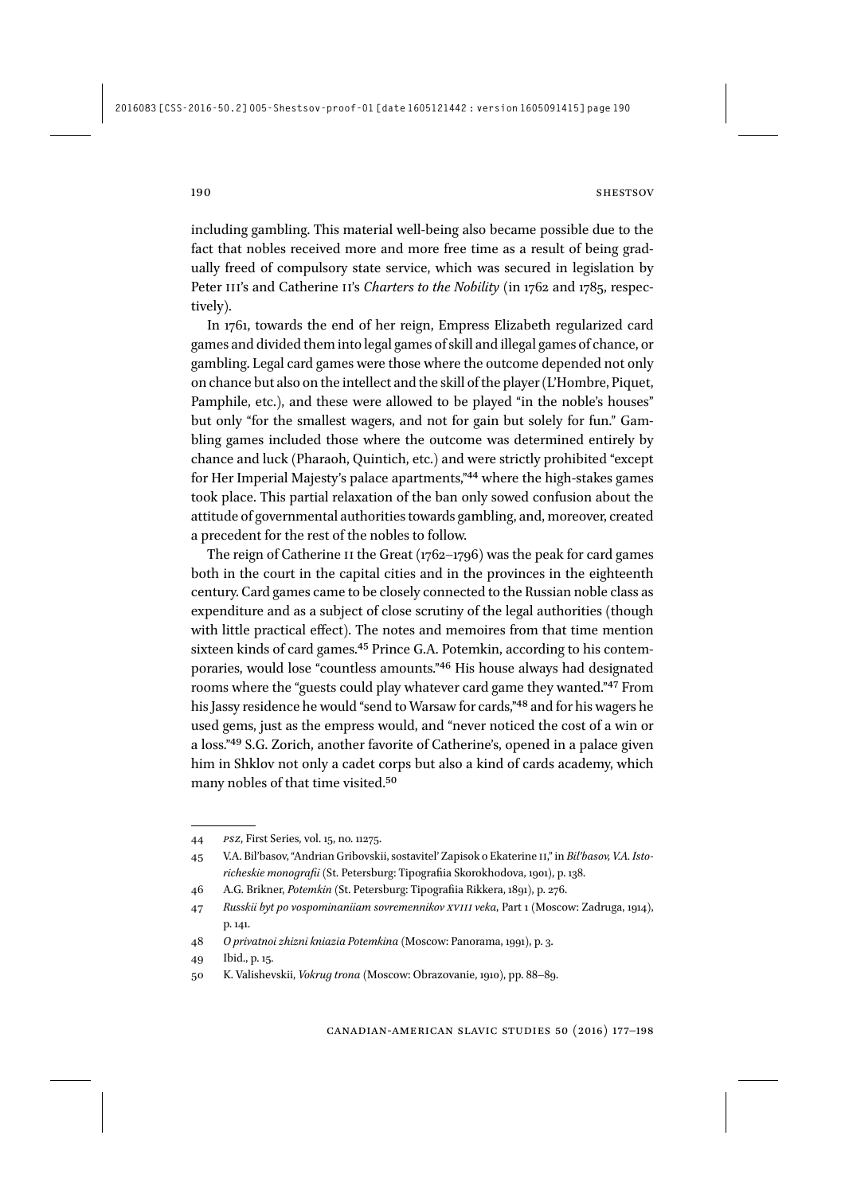including gambling. This material well-being also became possible due to the fact that nobles received more and more free time as a result of being gradually freed of compulsory state service, which was secured in legislation by Peter III's and Catherine II's *Charters to the Nobility* (in 1762 and 1785, respectively).

In 1761, towards the end of her reign, Empress Elizabeth regularized card games and divided them into legal games of skill and illegal games of chance, or gambling. Legal card games were those where the outcome depended not only on chance but also on the intellect and the skill of the player (L'Hombre, Piquet, Pamphile, etc.), and these were allowed to be played "in the noble's houses" but only "for the smallest wagers, and not for gain but solely for fun." Gambling games included those where the outcome was determined entirely by chance and luck (Pharaoh, Quintich, etc.) and were strictly prohibited "except for Her Imperial Majesty's palace apartments,"[44] where the high-stakes games took place. This partial relaxation of the ban only sowed confusion about the attitude of governmental authorities towards gambling, and, moreover, created a precedent for the rest of the nobles to follow.

The reign of Catherine II the Great (1762–1796) was the peak for card games both in the court in the capital cities and in the provinces in the eighteenth century. Card games came to be closely connected to the Russian noble class as expenditure and as a subject of close scrutiny of the legal authorities (though with little practical effect). The notes and memoires from that time mention sixteen kinds of card games.[45] Prince G.A. Potemkin, according to his contemporaries, would lose "countless amounts."[46] His house always had designated rooms where the "guests could play whatever card game they wanted."[47] From his Jassy residence he would "send to Warsaw for cards,"[48] and for his wagers he used gems, just as the empress would, and "never noticed the cost of a win or a loss."[49] S.G. Zorich, another favorite of Catherine's, opened in a palace given him in Shklov not only a cadet corps but also a kind of cards academy, which many nobles of that time visited.[50]

---

44 *PSZ*, First Series, vol. 15, no. 11275.

45 V.A. Bil'basov, "Andrian Gribovskii, sostavitel' Zapisok o Ekaterine II," in *Bil'basov, V.A. Istoricheskie monografii* (St. Petersburg: Tipografiia Skorokhodova, 1901), p. 138.

46 A.G. Brikner, *Potemkin* (St. Petersburg: Tipografiia Rikkera, 1891), p. 276.

47 *Russkii byt po vospominaniiam sovremennikov XVIII veka*, Part 1 (Moscow: Zadruga, 1914), p. 141.

48 *O privatnoi zhizni kniazia Potemkina* (Moscow: Panorama, 1991), p. 3.

49 Ibid., p. 15.

50 K. Valishevskii, *Vokrug trona* (Moscow: Obrazovanie, 1910), pp. 88–89.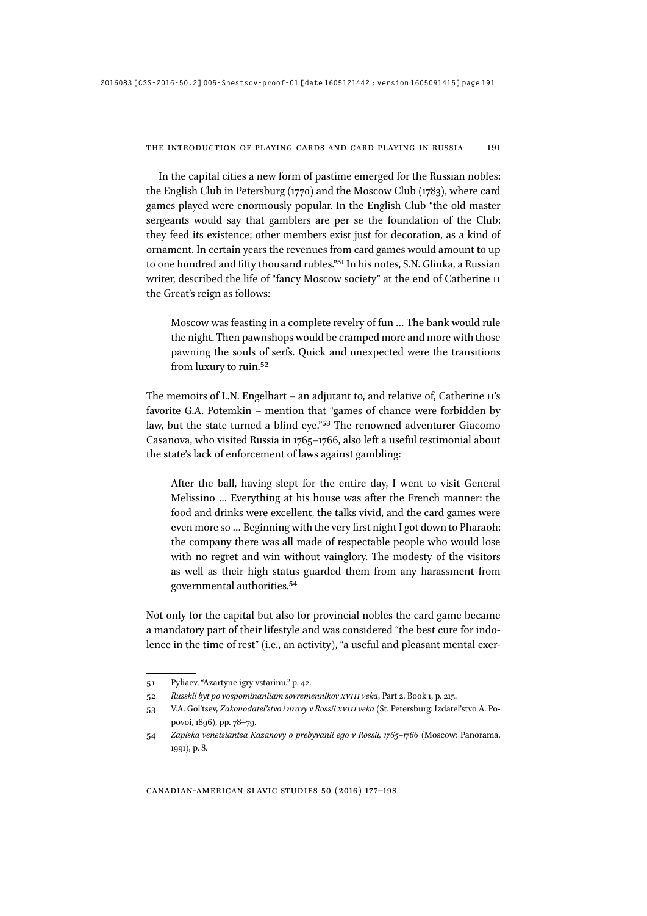In the capital cities a new form of pastime emerged for the Russian nobles: the English Club in Petersburg (1770) and the Moscow Club (1783), where card games played were enormously popular. In the English Club "the old master sergeants would say that gamblers are per se the foundation of the Club; they feed its existence; other members exist just for decoration, as a kind of ornament. In certain years the revenues from card games would amount to up to one hundred and fifty thousand rubles."[51] In his notes, S.N. Glinka, a Russian writer, described the life of "fancy Moscow society" at the end of Catherine II the Great's reign as follows:

> Moscow was feasting in a complete revelry of fun … The bank would rule the night. Then pawnshops would be cramped more and more with those pawning the souls of serfs. Quick and unexpected were the transitions from luxury to ruin.[52]

The memoirs of L.N. Engelhart – an adjutant to, and relative of, Catherine II's favorite G.A. Potemkin – mention that "games of chance were forbidden by law, but the state turned a blind eye."[53] The renowned adventurer Giacomo Casanova, who visited Russia in 1765–1766, also left a useful testimonial about the state's lack of enforcement of laws against gambling:

> After the ball, having slept for the entire day, I went to visit General Melissino … Everything at his house was after the French manner: the food and drinks were excellent, the talks vivid, and the card games were even more so … Beginning with the very first night I got down to Pharaoh; the company there was all made of respectable people who would lose with no regret and win without vainglory. The modesty of the visitors as well as their high status guarded them from any harassment from governmental authorities.[54]

Not only for the capital but also for provincial nobles the card game became a mandatory part of their lifestyle and was considered "the best cure for indolence in the time of rest" (i.e., an activity), "a useful and pleasant mental exer-

---

51 Pyliaev, "Azartyne igry vstarinu," p. 42.

52 *Russkii byt po vospominaniiam sovremennikov XVIII veka*, Part 2, Book 1, p. 215.

53 V.A. Gol'tsev, *Zakonodatel'stvo i nravy v Rossii XVIII veka* (St. Petersburg: Izdatel'stvo A. Popovoi, 1896), pp. 78–79.

54 *Zapiska venetsiantsa Kazanovy o prebyvanii ego v Rossii, 1765–1766* (Moscow: Panorama, 1991), p. 8.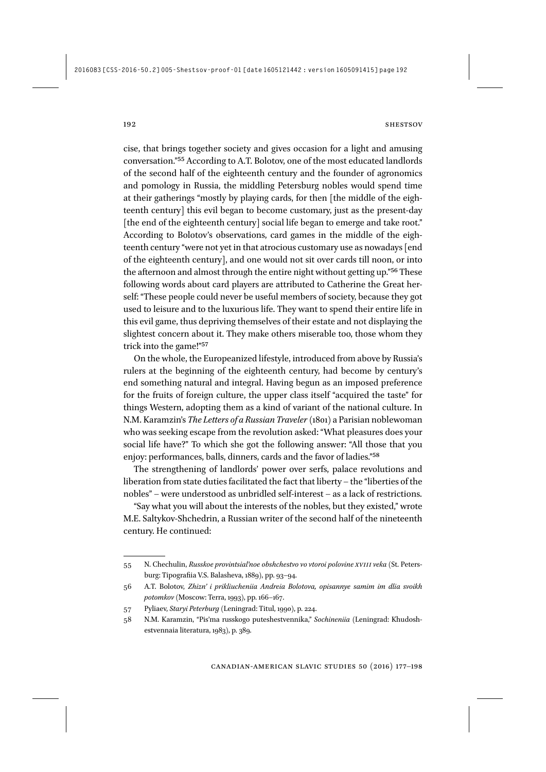cise, that brings together society and gives occasion for a light and amusing conversation."[55] According to A.T. Bolotov, one of the most educated landlords of the second half of the eighteenth century and the founder of agronomics and pomology in Russia, the middling Petersburg nobles would spend time at their gatherings "mostly by playing cards, for then [the middle of the eighteenth century] this evil began to become customary, just as the present-day [the end of the eighteenth century] social life began to emerge and take root." According to Bolotov's observations, card games in the middle of the eighteenth century "were not yet in that atrocious customary use as nowadays [end of the eighteenth century], and one would not sit over cards till noon, or into the afternoon and almost through the entire night without getting up."[56] These following words about card players are attributed to Catherine the Great herself: "These people could never be useful members of society, because they got used to leisure and to the luxurious life. They want to spend their entire life in this evil game, thus depriving themselves of their estate and not displaying the slightest concern about it. They make others miserable too, those whom they trick into the game!"[57]

On the whole, the Europeanized lifestyle, introduced from above by Russia's rulers at the beginning of the eighteenth century, had become by century's end something natural and integral. Having begun as an imposed preference for the fruits of foreign culture, the upper class itself "acquired the taste" for things Western, adopting them as a kind of variant of the national culture. In N.M. Karamzin's *The Letters of a Russian Traveler* (1801) a Parisian noblewoman who was seeking escape from the revolution asked: "What pleasures does your social life have?" To which she got the following answer: "All those that you enjoy: performances, balls, dinners, cards and the favor of ladies."[58]

The strengthening of landlords' power over serfs, palace revolutions and liberation from state duties facilitated the fact that liberty – the "liberties of the nobles" – were understood as unbridled self-interest – as a lack of restrictions.

"Say what you will about the interests of the nobles, but they existed," wrote M.E. Saltykov-Shchedrin, a Russian writer of the second half of the nineteenth century. He continued:

---

55 N. Chechulin, *Russkoe provintsial'noe obshchestvo vo vtoroi polovine XVIII veka* (St. Petersburg: Tipografiia V.S. Balasheva, 1889), pp. 93–94.

56 A.T. Bolotov, *Zhizn' i prikliucheniia Andreia Bolotova, opisannye samim im dlia svoikh potomkov* (Moscow: Terra, 1993), pp. 166–167.

57 Pyliaev, *Staryi Peterburg* (Leningrad: Titul, 1990), p. 224.

58 N.M. Karamzin, "Pis'ma russkogo puteshestvennika," *Sochineniia* (Leningrad: Khudoshestvennaia literatura, 1983), p. 389.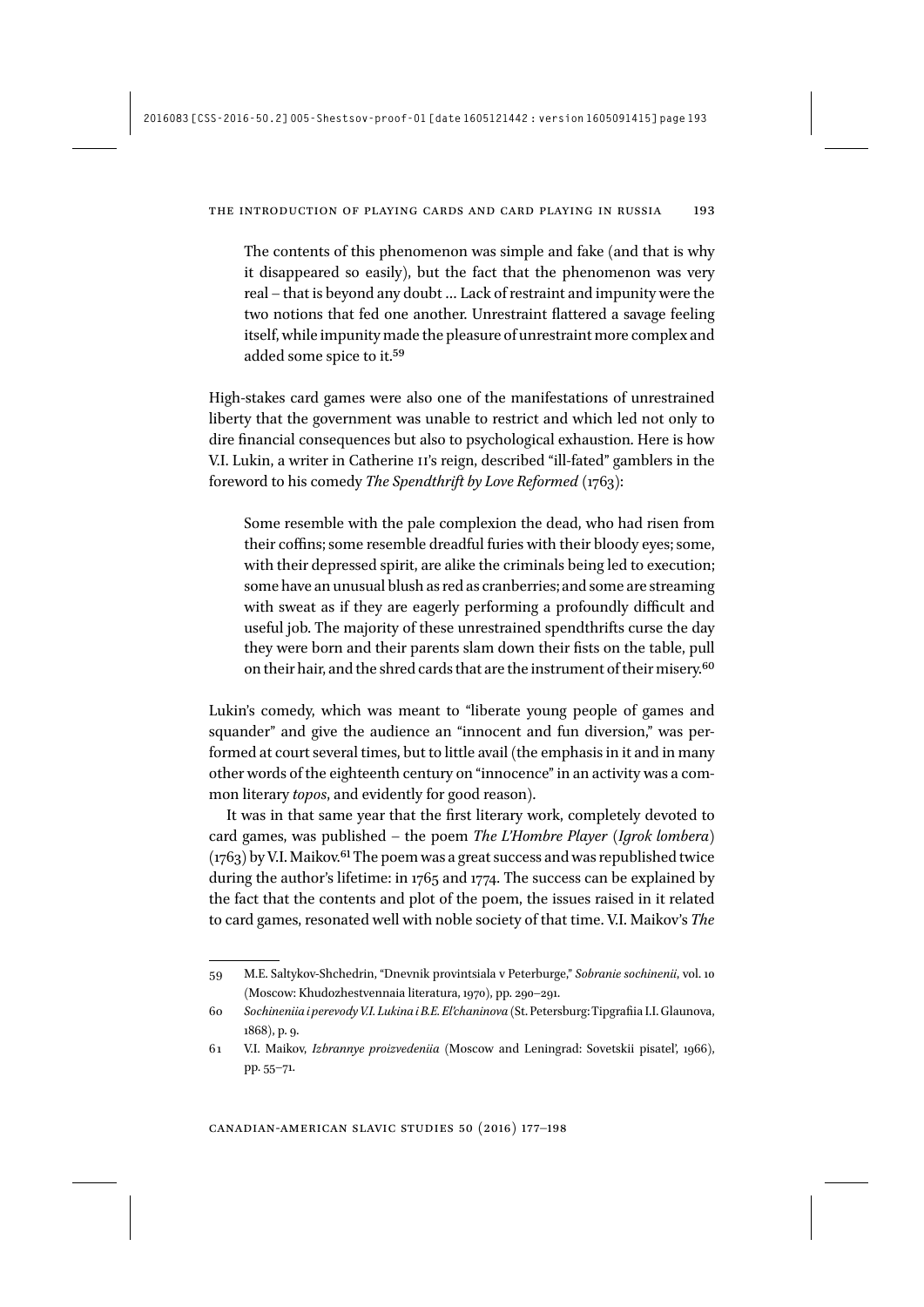> The contents of this phenomenon was simple and fake (and that is why it disappeared so easily), but the fact that the phenomenon was very real – that is beyond any doubt … Lack of restraint and impunity were the two notions that fed one another. Unrestraint flattered a savage feeling itself, while impunity made the pleasure of unrestraint more complex and added some spice to it.[59]

High-stakes card games were also one of the manifestations of unrestrained liberty that the government was unable to restrict and which led not only to dire financial consequences but also to psychological exhaustion. Here is how V.I. Lukin, a writer in Catherine II's reign, described "ill-fated" gamblers in the foreword to his comedy *The Spendthrift by Love Reformed* (1763):

> Some resemble with the pale complexion the dead, who had risen from their coffins; some resemble dreadful furies with their bloody eyes; some, with their depressed spirit, are alike the criminals being led to execution; some have an unusual blush as red as cranberries; and some are streaming with sweat as if they are eagerly performing a profoundly difficult and useful job. The majority of these unrestrained spendthrifts curse the day they were born and their parents slam down their fists on the table, pull on their hair, and the shred cards that are the instrument of their misery.[60]

Lukin's comedy, which was meant to "liberate young people of games and squander" and give the audience an "innocent and fun diversion," was performed at court several times, but to little avail (the emphasis in it and in many other words of the eighteenth century on "innocence" in an activity was a common literary *topos*, and evidently for good reason).

It was in that same year that the first literary work, completely devoted to card games, was published – the poem *The L'Hombre Player* (*Igrok lombera*) (1763) by V.I. Maikov.[61] The poem was a great success and was republished twice during the author's lifetime: in 1765 and 1774. The success can be explained by the fact that the contents and plot of the poem, the issues raised in it related to card games, resonated well with noble society of that time. V.I. Maikov's *The*

---

59 M.E. Saltykov-Shchedrin, "Dnevnik provintsiala v Peterburge," *Sobranie sochinenii*, vol. 10 (Moscow: Khudozhestvennaia literatura, 1970), pp. 290–291.

60 *Sochineniia i perevody V.I. Lukina i B.E. El'chaninova* (St. Petersburg: Tipgrafiia I.I. Glaunova, 1868), p. 9.

61 V.I. Maikov, *Izbrannye proizvedeniia* (Moscow and Leningrad: Sovetskii pisatel', 1966), pp. 55–71.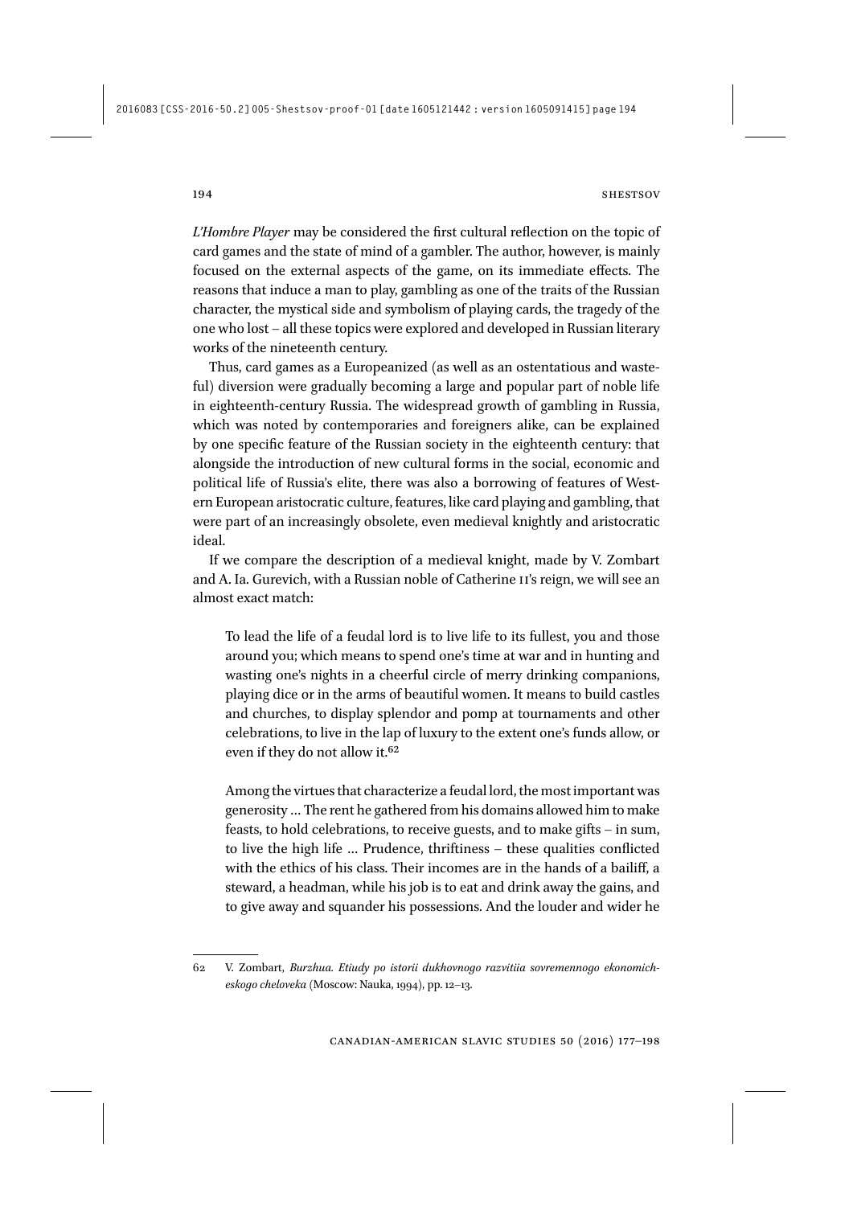*L'Hombre Player* may be considered the first cultural reflection on the topic of card games and the state of mind of a gambler. The author, however, is mainly focused on the external aspects of the game, on its immediate effects. The reasons that induce a man to play, gambling as one of the traits of the Russian character, the mystical side and symbolism of playing cards, the tragedy of the one who lost – all these topics were explored and developed in Russian literary works of the nineteenth century.

Thus, card games as a Europeanized (as well as an ostentatious and wasteful) diversion were gradually becoming a large and popular part of noble life in eighteenth-century Russia. The widespread growth of gambling in Russia, which was noted by contemporaries and foreigners alike, can be explained by one specific feature of the Russian society in the eighteenth century: that alongside the introduction of new cultural forms in the social, economic and political life of Russia's elite, there was also a borrowing of features of Western European aristocratic culture, features, like card playing and gambling, that were part of an increasingly obsolete, even medieval knightly and aristocratic ideal.

If we compare the description of a medieval knight, made by V. Zombart and A. Ia. Gurevich, with a Russian noble of Catherine II's reign, we will see an almost exact match:

> To lead the life of a feudal lord is to live life to its fullest, you and those around you; which means to spend one's time at war and in hunting and wasting one's nights in a cheerful circle of merry drinking companions, playing dice or in the arms of beautiful women. It means to build castles and churches, to display splendor and pomp at tournaments and other celebrations, to live in the lap of luxury to the extent one's funds allow, or even if they do not allow it.[62]

> Among the virtues that characterize a feudal lord, the most important was generosity … The rent he gathered from his domains allowed him to make feasts, to hold celebrations, to receive guests, and to make gifts – in sum, to live the high life … Prudence, thriftiness – these qualities conflicted with the ethics of his class. Their incomes are in the hands of a bailiff, a steward, a headman, while his job is to eat and drink away the gains, and to give away and squander his possessions. And the louder and wider he

62 V. Zombart, *Burzhua. Etiudy po istorii dukhovnogo razvitiia sovremennogo ekonomicheskogo cheloveka* (Moscow: Nauka, 1994), pp. 12–13.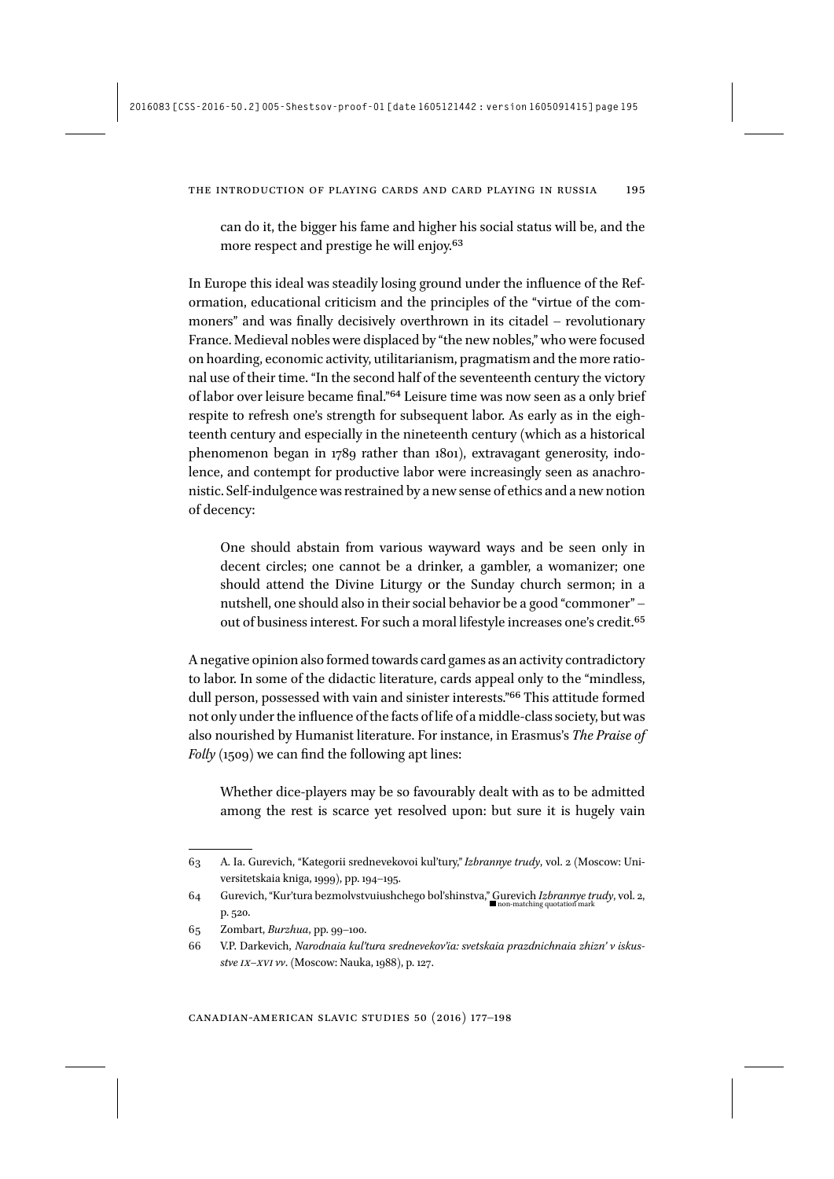can do it, the bigger his fame and higher his social status will be, and the more respect and prestige he will enjoy.[63]

In Europe this ideal was steadily losing ground under the influence of the Reformation, educational criticism and the principles of the "virtue of the commoners" and was finally decisively overthrown in its citadel – revolutionary France. Medieval nobles were displaced by "the new nobles," who were focused on hoarding, economic activity, utilitarianism, pragmatism and the more rational use of their time. "In the second half of the seventeenth century the victory of labor over leisure became final."[64] Leisure time was now seen as a only brief respite to refresh one's strength for subsequent labor. As early as in the eighteenth century and especially in the nineteenth century (which as a historical phenomenon began in 1789 rather than 1801), extravagant generosity, indolence, and contempt for productive labor were increasingly seen as anachronistic. Self-indulgence was restrained by a new sense of ethics and a new notion of decency:

> One should abstain from various wayward ways and be seen only in decent circles; one cannot be a drinker, a gambler, a womanizer; one should attend the Divine Liturgy or the Sunday church sermon; in a nutshell, one should also in their social behavior be a good "commoner" – out of business interest. For such a moral lifestyle increases one's credit.[65]

A negative opinion also formed towards card games as an activity contradictory to labor. In some of the didactic literature, cards appeal only to the "mindless, dull person, possessed with vain and sinister interests."[66] This attitude formed not only under the influence of the facts of life of a middle-class society, but was also nourished by Humanist literature. For instance, in Erasmus's *The Praise of Folly* (1509) we can find the following apt lines:

> Whether dice-players may be so favourably dealt with as to be admitted among the rest is scarce yet resolved upon: but sure it is hugely vain

63 A. Ia. Gurevich, "Kategorii srednevekovoi kul'tury," *Izbrannye trudy*, vol. 2 (Moscow: Universitetskaia kniga, 1999), pp. 194–195.

64 Gurevich, "Kur'tura bezmolvstvuiushchego bol'shinstva," Gurevich *Izbrannye trudy*, vol. 2, p. 520.

65 Zombart, *Burzhua*, pp. 99–100.

66 V.P. Darkevich, *Narodnaia kul'tura srednevekov'ia: svetskaia prazdnichnaia zhizn' v iskusstve IX–XVI vv*. (Moscow: Nauka, 1988), p. 127.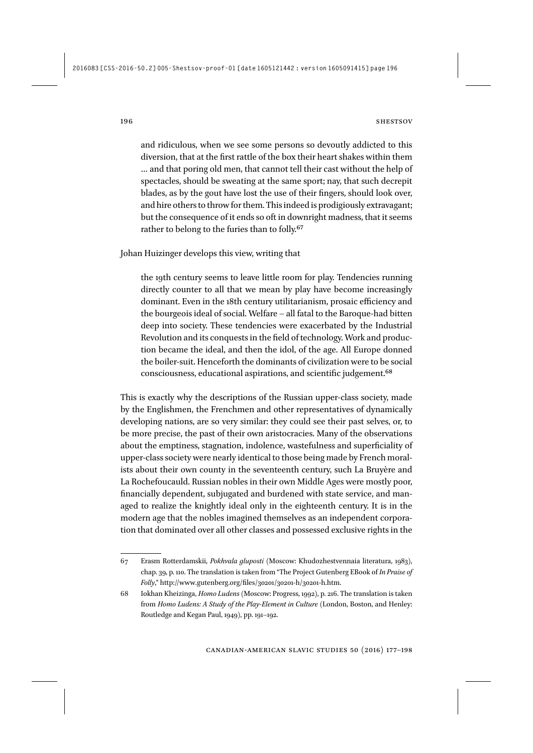> and ridiculous, when we see some persons so devoutly addicted to this diversion, that at the first rattle of the box their heart shakes within them … and that poring old men, that cannot tell their cast without the help of spectacles, should be sweating at the same sport; nay, that such decrepit blades, as by the gout have lost the use of their fingers, should look over, and hire others to throw for them. This indeed is prodigiously extravagant; but the consequence of it ends so oft in downright madness, that it seems rather to belong to the furies than to folly.[67]

Johan Huizinger develops this view, writing that

> the 19th century seems to leave little room for play. Tendencies running directly counter to all that we mean by play have become increasingly dominant. Even in the 18th century utilitarianism, prosaic efficiency and the bourgeois ideal of social. Welfare – all fatal to the Baroque-had bitten deep into society. These tendencies were exacerbated by the Industrial Revolution and its conquests in the field of technology. Work and production became the ideal, and then the idol, of the age. All Europe donned the boiler-suit. Henceforth the dominants of civilization were to be social consciousness, educational aspirations, and scientific judgement.[68]

This is exactly why the descriptions of the Russian upper-class society, made by the Englishmen, the Frenchmen and other representatives of dynamically developing nations, are so very similar: they could see their past selves, or, to be more precise, the past of their own aristocracies. Many of the observations about the emptiness, stagnation, indolence, wastefulness and superficiality of upper-class society were nearly identical to those being made by French moralists about their own county in the seventeenth century, such La Bruyère and La Rochefoucauld. Russian nobles in their own Middle Ages were mostly poor, financially dependent, subjugated and burdened with state service, and managed to realize the knightly ideal only in the eighteenth century. It is in the modern age that the nobles imagined themselves as an independent corporation that dominated over all other classes and possessed exclusive rights in the

---

67 Erasm Rotterdamskii, *Pokhvala gluposti* (Moscow: Khudozhestvennaia literatura, 1983), chap. 39, p. 110. The translation is taken from "The Project Gutenberg EBook of *In Praise of Folly*," http://www.gutenberg.org/files/30201/30201-h/30201-h.htm.

68 Iokhan Kheizinga, *Homo Ludens* (Moscow: Progress, 1992), p. 216. The translation is taken from *Homo Ludens: A Study of the Play-Element in Culture* (London, Boston, and Henley: Routledge and Kegan Paul, 1949), pp. 191–192.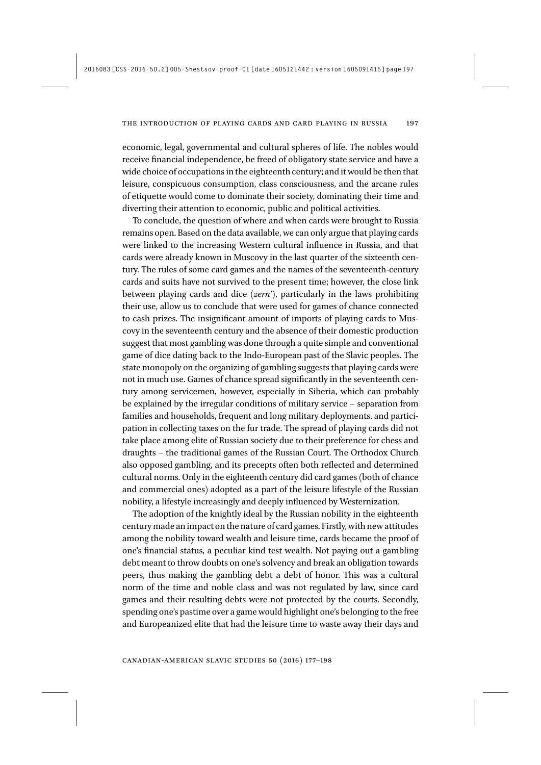economic, legal, governmental and cultural spheres of life. The nobles would receive financial independence, be freed of obligatory state service and have a wide choice of occupations in the eighteenth century; and it would be then that leisure, conspicuous consumption, class consciousness, and the arcane rules of etiquette would come to dominate their society, dominating their time and diverting their attention to economic, public and political activities.

To conclude, the question of where and when cards were brought to Russia remains open. Based on the data available, we can only argue that playing cards were linked to the increasing Western cultural influence in Russia, and that cards were already known in Muscovy in the last quarter of the sixteenth century. The rules of some card games and the names of the seventeenth-century cards and suits have not survived to the present time; however, the close link between playing cards and dice (*zern'*), particularly in the laws prohibiting their use, allow us to conclude that were used for games of chance connected to cash prizes. The insignificant amount of imports of playing cards to Muscovy in the seventeenth century and the absence of their domestic production suggest that most gambling was done through a quite simple and conventional game of dice dating back to the Indo-European past of the Slavic peoples. The state monopoly on the organizing of gambling suggests that playing cards were not in much use. Games of chance spread significantly in the seventeenth century among servicemen, however, especially in Siberia, which can probably be explained by the irregular conditions of military service – separation from families and households, frequent and long military deployments, and participation in collecting taxes on the fur trade. The spread of playing cards did not take place among elite of Russian society due to their preference for chess and draughts – the traditional games of the Russian Court. The Orthodox Church also opposed gambling, and its precepts often both reflected and determined cultural norms. Only in the eighteenth century did card games (both of chance and commercial ones) adopted as a part of the leisure lifestyle of the Russian nobility, a lifestyle increasingly and deeply influenced by Westernization.

The adoption of the knightly ideal by the Russian nobility in the eighteenth century made an impact on the nature of card games. Firstly, with new attitudes among the nobility toward wealth and leisure time, cards became the proof of one's financial status, a peculiar kind test wealth. Not paying out a gambling debt meant to throw doubts on one's solvency and break an obligation towards peers, thus making the gambling debt a debt of honor. This was a cultural norm of the time and noble class and was not regulated by law, since card games and their resulting debts were not protected by the courts. Secondly, spending one's pastime over a game would highlight one's belonging to the free and Europeanized elite that had the leisure time to waste away their days and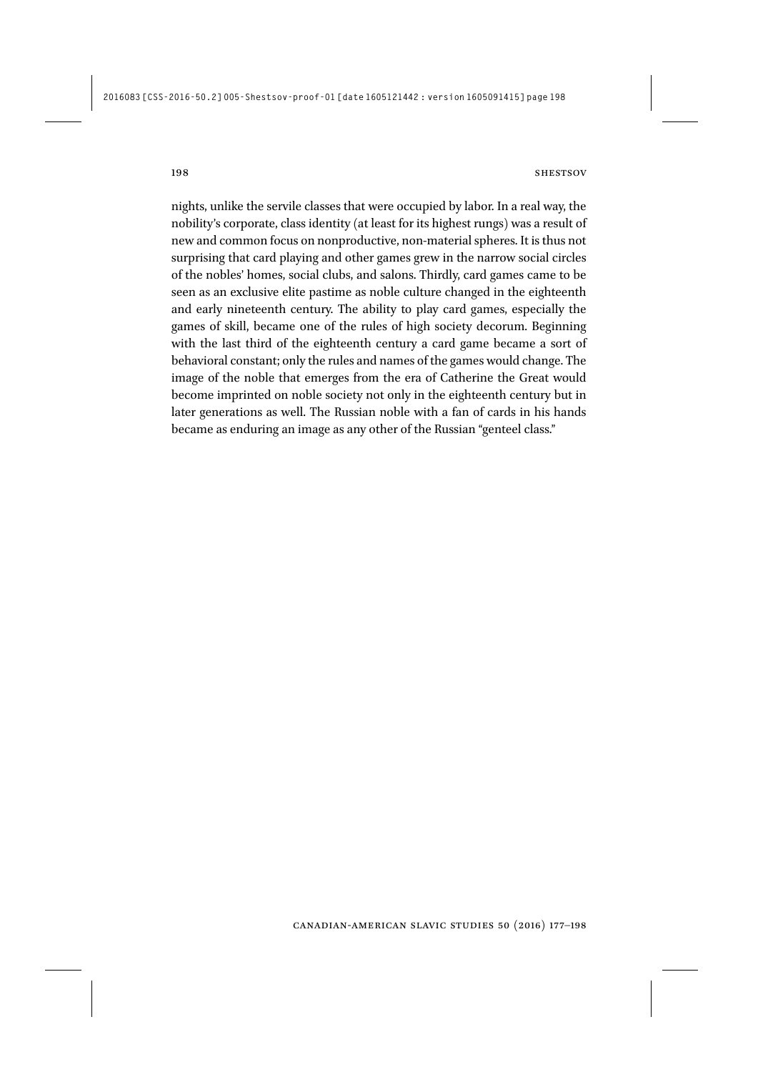nights, unlike the servile classes that were occupied by labor. In a real way, the nobility's corporate, class identity (at least for its highest rungs) was a result of new and common focus on nonproductive, non-material spheres. It is thus not surprising that card playing and other games grew in the narrow social circles of the nobles' homes, social clubs, and salons. Thirdly, card games came to be seen as an exclusive elite pastime as noble culture changed in the eighteenth and early nineteenth century. The ability to play card games, especially the games of skill, became one of the rules of high society decorum. Beginning with the last third of the eighteenth century a card game became a sort of behavioral constant; only the rules and names of the games would change. The image of the noble that emerges from the era of Catherine the Great would become imprinted on noble society not only in the eighteenth century but in later generations as well. The Russian noble with a fan of cards in his hands became as enduring an image as any other of the Russian "genteel class."